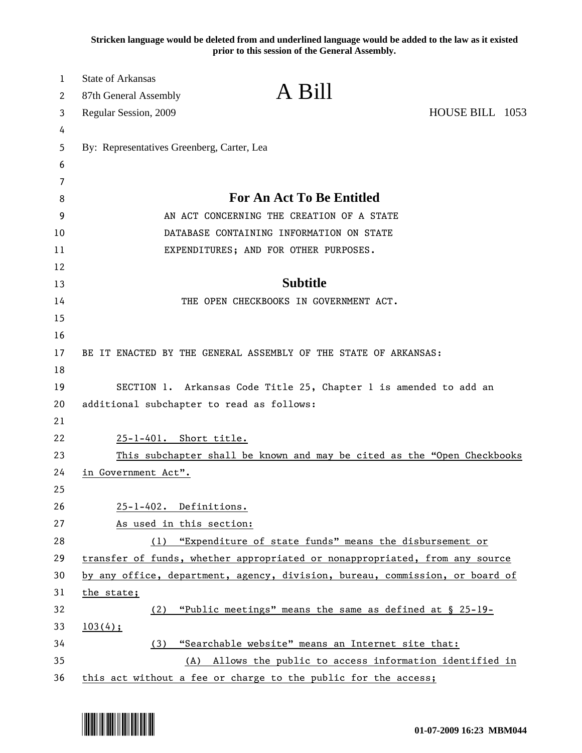Stricken language would be deleted from and underlined language would be added to the law as it existed prior to this session of the General Assembly.

State of Arkansas
87th General Assembly
Regular Session, 2009

# A Bill

HOUSE BILL 1053

By: Representatives Greenberg, Carter, Lea

## For An Act To Be Entitled

AN ACT CONCERNING THE CREATION OF A STATE DATABASE CONTAINING INFORMATION ON STATE EXPENDITURES; AND FOR OTHER PURPOSES.

## Subtitle

THE OPEN CHECKBOOKS IN GOVERNMENT ACT.

BE IT ENACTED BY THE GENERAL ASSEMBLY OF THE STATE OF ARKANSAS:

SECTION 1. Arkansas Code Title 25, Chapter 1 is amended to add an additional subchapter to read as follows:

25-1-401. Short title.

This subchapter shall be known and may be cited as the "Open Checkbooks in Government Act".

25-1-402. Definitions.

As used in this section:

(1) "Expenditure of state funds" means the disbursement or transfer of funds, whether appropriated or nonappropriated, from any source by any office, department, agency, division, bureau, commission, or board of the state;

(2) "Public meetings" means the same as defined at § 25-19-103(4);

(3) "Searchable website" means an Internet site that:

(A) Allows the public to access information identified in this act without a fee or charge to the public for the access;

01-07-2009 16:23 MBM044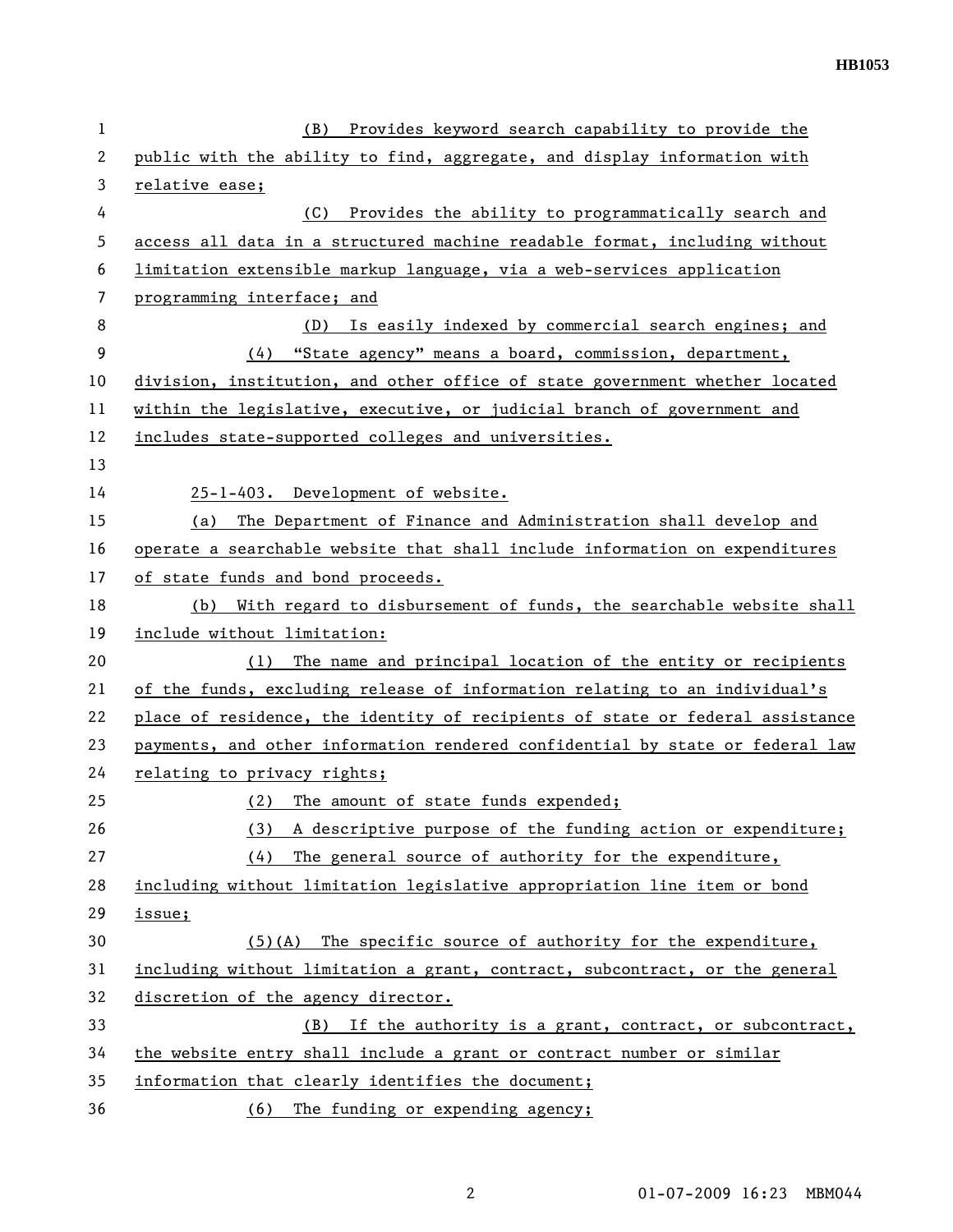(B) Provides keyword search capability to provide the public with the ability to find, aggregate, and display information with relative ease;

(C) Provides the ability to programmatically search and access all data in a structured machine readable format, including without limitation extensible markup language, via a web-services application programming interface; and

(D) Is easily indexed by commercial search engines; and

(4) "State agency" means a board, commission, department, division, institution, and other office of state government whether located within the legislative, executive, or judicial branch of government and includes state-supported colleges and universities.

25-1-403. Development of website.

(a) The Department of Finance and Administration shall develop and operate a searchable website that shall include information on expenditures of state funds and bond proceeds.

(b) With regard to disbursement of funds, the searchable website shall include without limitation:

(1) The name and principal location of the entity or recipients of the funds, excluding release of information relating to an individual's place of residence, the identity of recipients of state or federal assistance payments, and other information rendered confidential by state or federal law relating to privacy rights;

(2) The amount of state funds expended;

(3) A descriptive purpose of the funding action or expenditure;

(4) The general source of authority for the expenditure, including without limitation legislative appropriation line item or bond issue;

(5)(A) The specific source of authority for the expenditure, including without limitation a grant, contract, subcontract, or the general discretion of the agency director.

(B) If the authority is a grant, contract, or subcontract, the website entry shall include a grant or contract number or similar information that clearly identifies the document;

(6) The funding or expending agency;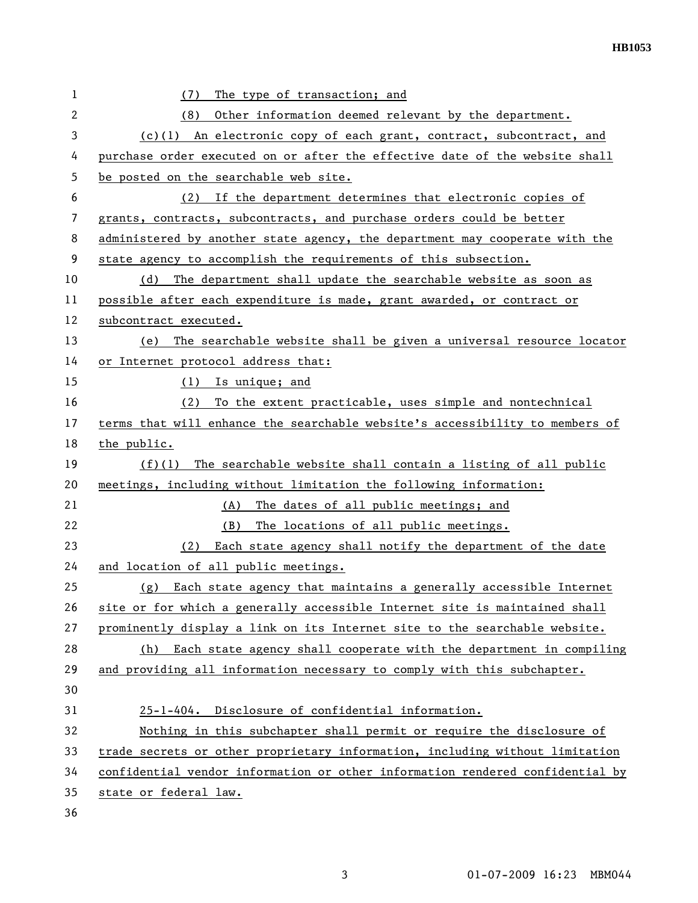(7) The type of transaction; and

(8) Other information deemed relevant by the department.

(c)(1) An electronic copy of each grant, contract, subcontract, and purchase order executed on or after the effective date of the website shall be posted on the searchable web site.

(2) If the department determines that electronic copies of grants, contracts, subcontracts, and purchase orders could be better administered by another state agency, the department may cooperate with the state agency to accomplish the requirements of this subsection.

(d) The department shall update the searchable website as soon as possible after each expenditure is made, grant awarded, or contract or subcontract executed.

(e) The searchable website shall be given a universal resource locator or Internet protocol address that:

(1) Is unique; and

(2) To the extent practicable, uses simple and nontechnical terms that will enhance the searchable website's accessibility to members of the public.

(f)(1) The searchable website shall contain a listing of all public meetings, including without limitation the following information:

(A) The dates of all public meetings; and

(B) The locations of all public meetings.

(2) Each state agency shall notify the department of the date and location of all public meetings.

(g) Each state agency that maintains a generally accessible Internet site or for which a generally accessible Internet site is maintained shall prominently display a link on its Internet site to the searchable website.

(h) Each state agency shall cooperate with the department in compiling and providing all information necessary to comply with this subchapter.

25-1-404. Disclosure of confidential information.

Nothing in this subchapter shall permit or require the disclosure of trade secrets or other proprietary information, including without limitation confidential vendor information or other information rendered confidential by state or federal law.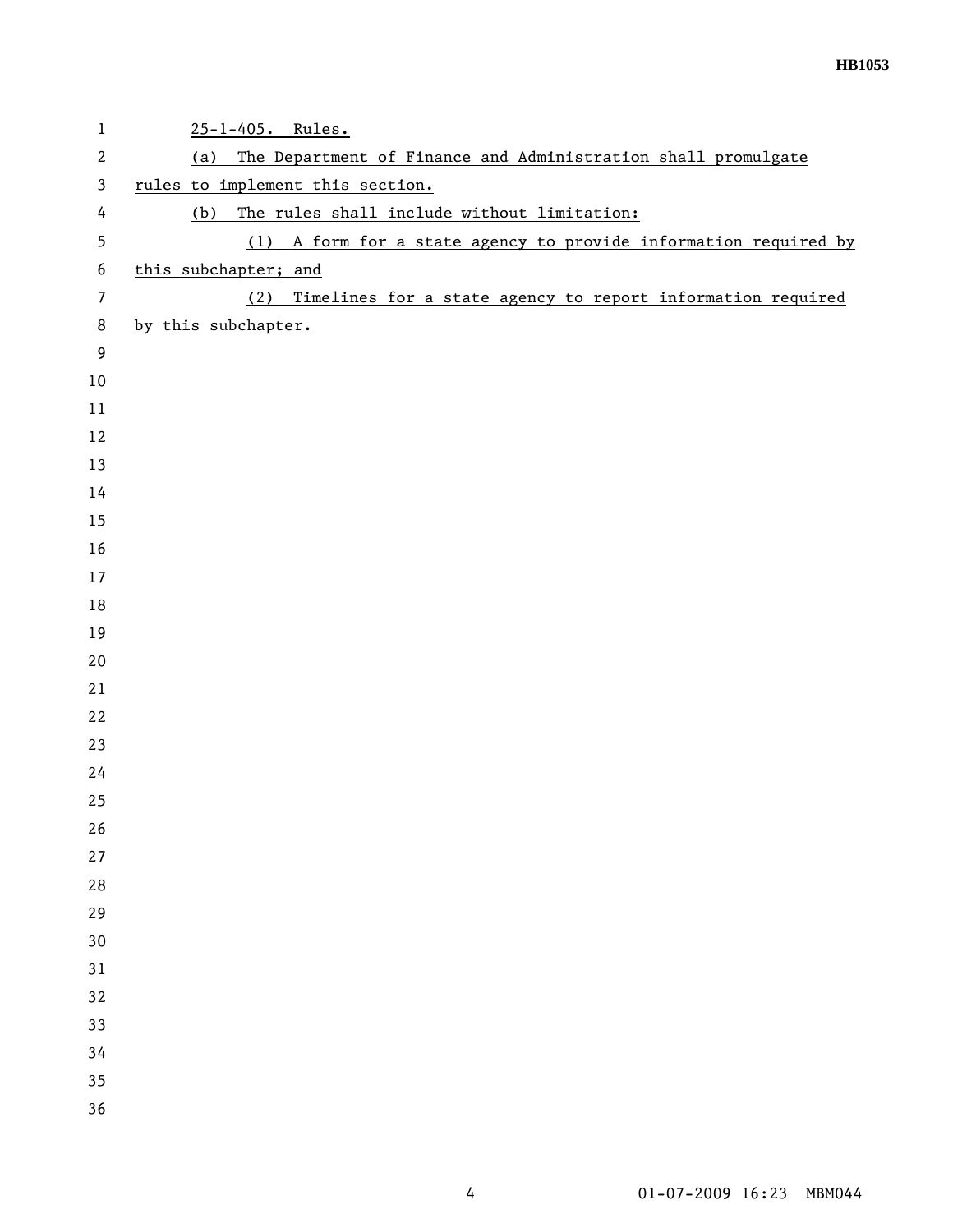25-1-405. Rules.

(a) The Department of Finance and Administration shall promulgate rules to implement this section.

(b) The rules shall include without limitation:

(1) A form for a state agency to provide information required by this subchapter; and

(2) Timelines for a state agency to report information required by this subchapter.